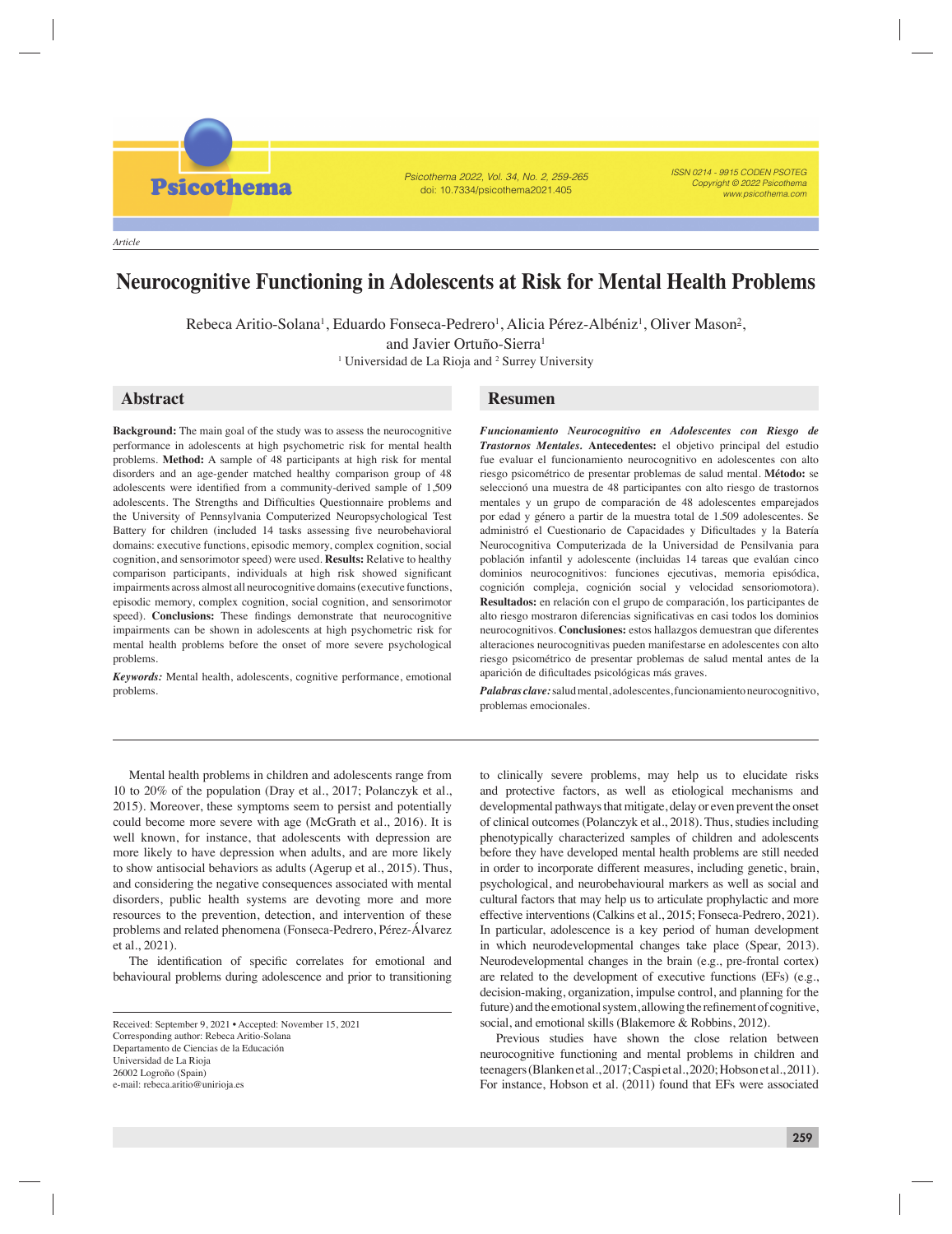Article

# Neurocognitive Functioning in Adolescents at Risk for Mental Health Problems

Rebeca Aritio-Solana[1], Eduardo Fonseca-Pedrero[1], Alicia Pérez-Albéniz[1], Oliver Mason[2], and Javier Ortuño-Sierra[1]

[1] Universidad de La Rioja and [2] Surrey University

## Abstract

**Background:** The main goal of the study was to assess the neurocognitive performance in adolescents at high psychometric risk for mental health problems. **Method:** A sample of 48 participants at high risk for mental disorders and an age-gender matched healthy comparison group of 48 adolescents were identified from a community-derived sample of 1,509 adolescents. The Strengths and Difficulties Questionnaire problems and the University of Pennsylvania Computerized Neuropsychological Test Battery for children (included 14 tasks assessing five neurobehavioral domains: executive functions, episodic memory, complex cognition, social cognition, and sensorimotor speed) were used. **Results:** Relative to healthy comparison participants, individuals at high risk showed significant impairments across almost all neurocognitive domains (executive functions, episodic memory, complex cognition, social cognition, and sensorimotor speed). **Conclusions:** These findings demonstrate that neurocognitive impairments can be shown in adolescents at high psychometric risk for mental health problems before the onset of more severe psychological problems.

***Keywords:*** Mental health, adolescents, cognitive performance, emotional problems.

## Resumen

***Funcionamiento Neurocognitivo en Adolescentes con Riesgo de Trastornos Mentales.*** **Antecedentes:** el objetivo principal del estudio fue evaluar el funcionamiento neurocognitivo en adolescentes con alto riesgo psicométrico de presentar problemas de salud mental. **Método:** se seleccionó una muestra de 48 participantes con alto riesgo de trastornos mentales y un grupo de comparación de 48 adolescentes emparejados por edad y género a partir de la muestra total de 1.509 adolescentes. Se administró el Cuestionario de Capacidades y Dificultades y la Batería Neurocognitiva Computerizada de la Universidad de Pensilvania para población infantil y adolescente (incluidas 14 tareas que evalúan cinco dominios neurocognitivos: funciones ejecutivas, memoria episódica, cognición compleja, cognición social y velocidad sensoriomotora). **Resultados:** en relación con el grupo de comparación, los participantes de alto riesgo mostraron diferencias significativas en casi todos los dominios neurocognitivos. **Conclusiones:** estos hallazgos demuestran que diferentes alteraciones neurocognitivas pueden manifestarse en adolescentes con alto riesgo psicométrico de presentar problemas de salud mental antes de la aparición de dificultades psicológicas más graves.

***Palabras clave:*** salud mental, adolescentes, funcionamiento neurocognitivo, problemas emocionales.

Mental health problems in children and adolescents range from 10 to 20% of the population (Dray et al., 2017; Polanczyk et al., 2015). Moreover, these symptoms seem to persist and potentially could become more severe with age (McGrath et al., 2016). It is well known, for instance, that adolescents with depression are more likely to have depression when adults, and are more likely to show antisocial behaviors as adults (Agerup et al., 2015). Thus, and considering the negative consequences associated with mental disorders, public health systems are devoting more and more resources to the prevention, detection, and intervention of these problems and related phenomena (Fonseca-Pedrero, Pérez-Álvarez et al., 2021).

The identification of specific correlates for emotional and behavioural problems during adolescence and prior to transitioning to clinically severe problems, may help us to elucidate risks and protective factors, as well as etiological mechanisms and developmental pathways that mitigate, delay or even prevent the onset of clinical outcomes (Polanczyk et al., 2018). Thus, studies including phenotypically characterized samples of children and adolescents before they have developed mental health problems are still needed in order to incorporate different measures, including genetic, brain, psychological, and neurobehavioural markers as well as social and cultural factors that may help us to articulate prophylactic and more effective interventions (Calkins et al., 2015; Fonseca-Pedrero, 2021). In particular, adolescence is a key period of human development in which neurodevelopmental changes take place (Spear, 2013). Neurodevelopmental changes in the brain (e.g., pre-frontal cortex) are related to the development of executive functions (EFs) (e.g., decision-making, organization, impulse control, and planning for the future) and the emotional system, allowing the refinement of cognitive, social, and emotional skills (Blakemore & Robbins, 2012).

Previous studies have shown the close relation between neurocognitive functioning and mental problems in children and teenagers (Blanken et al., 2017; Caspi et al., 2020; Hobson et al., 2011). For instance, Hobson et al. (2011) found that EFs were associated

Received: September 9, 2021 • Accepted: November 15, 2021
Corresponding author: Rebeca Aritio-Solana
Departamento de Ciencias de la Educación
Universidad de La Rioja
26002 Logroño (Spain)
e-mail: rebeca.aritio@unirioja.es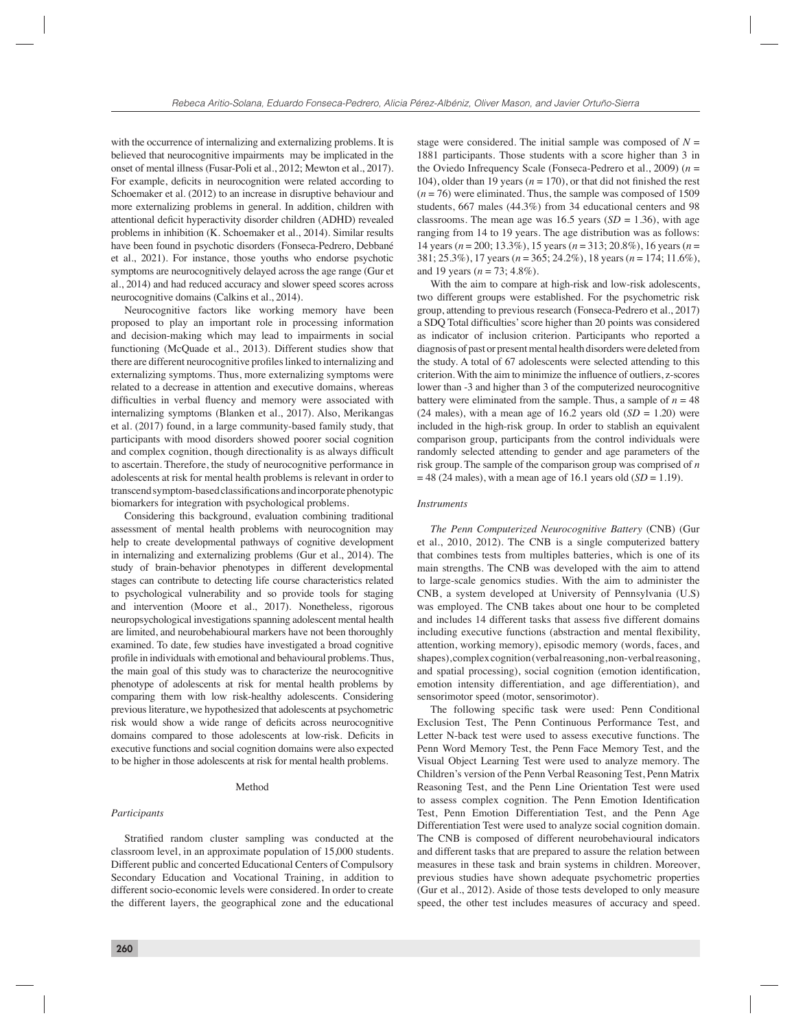with the occurrence of internalizing and externalizing problems. It is believed that neurocognitive impairments may be implicated in the onset of mental illness (Fusar-Poli et al., 2012; Mewton et al., 2017). For example, deficits in neurocognition were related according to Schoemaker et al. (2012) to an increase in disruptive behaviour and more externalizing problems in general. In addition, children with attentional deficit hyperactivity disorder children (ADHD) revealed problems in inhibition (K. Schoemaker et al., 2014). Similar results have been found in psychotic disorders (Fonseca-Pedrero, Debbané et al., 2021). For instance, those youths who endorse psychotic symptoms are neurocognitively delayed across the age range (Gur et al., 2014) and had reduced accuracy and slower speed scores across neurocognitive domains (Calkins et al., 2014).

Neurocognitive factors like working memory have been proposed to play an important role in processing information and decision-making which may lead to impairments in social functioning (McQuade et al., 2013). Different studies show that there are different neurocognitive profiles linked to internalizing and externalizing symptoms. Thus, more externalizing symptoms were related to a decrease in attention and executive domains, whereas difficulties in verbal fluency and memory were associated with internalizing symptoms (Blanken et al., 2017). Also, Merikangas et al. (2017) found, in a large community-based family study, that participants with mood disorders showed poorer social cognition and complex cognition, though directionality is as always difficult to ascertain. Therefore, the study of neurocognitive performance in adolescents at risk for mental health problems is relevant in order to transcend symptom-based classifications and incorporate phenotypic biomarkers for integration with psychological problems.

Considering this background, evaluation combining traditional assessment of mental health problems with neurocognition may help to create developmental pathways of cognitive development in internalizing and externalizing problems (Gur et al., 2014). The study of brain-behavior phenotypes in different developmental stages can contribute to detecting life course characteristics related to psychological vulnerability and so provide tools for staging and intervention (Moore et al., 2017). Nonetheless, rigorous neuropsychological investigations spanning adolescent mental health are limited, and neurobehabioural markers have not been thoroughly examined. To date, few studies have investigated a broad cognitive profile in individuals with emotional and behavioural problems. Thus, the main goal of this study was to characterize the neurocognitive phenotype of adolescents at risk for mental health problems by comparing them with low risk-healthy adolescents. Considering previous literature, we hypothesized that adolescents at psychometric risk would show a wide range of deficits across neurocognitive domains compared to those adolescents at low-risk. Deficits in executive functions and social cognition domains were also expected to be higher in those adolescents at risk for mental health problems.

## Method

### *Participants*

Stratified random cluster sampling was conducted at the classroom level, in an approximate population of 15,000 students. Different public and concerted Educational Centers of Compulsory Secondary Education and Vocational Training, in addition to different socio-economic levels were considered. In order to create the different layers, the geographical zone and the educational stage were considered. The initial sample was composed of $N$ = 1881 participants. Those students with a score higher than 3 in the Oviedo Infrequency Scale (Fonseca-Pedrero et al., 2009) ($n$ = 104), older than 19 years ($n$ = 170), or that did not finished the rest ($n$ = 76) were eliminated. Thus, the sample was composed of 1509 students, 667 males (44.3%) from 34 educational centers and 98 classrooms. The mean age was 16.5 years ($SD$ = 1.36), with age ranging from 14 to 19 years. The age distribution was as follows: 14 years ($n$ = 200; 13.3%), 15 years ($n$ = 313; 20.8%), 16 years ($n$ = 381; 25.3%), 17 years ($n$ = 365; 24.2%), 18 years ($n$ = 174; 11.6%), and 19 years ($n$ = 73; 4.8%).

With the aim to compare at high-risk and low-risk adolescents, two different groups were established. For the psychometric risk group, attending to previous research (Fonseca-Pedrero et al., 2017) a SDQ Total difficulties' score higher than 20 points was considered as indicator of inclusion criterion. Participants who reported a diagnosis of past or present mental health disorders were deleted from the study. A total of 67 adolescents were selected attending to this criterion. With the aim to minimize the influence of outliers, z-scores lower than -3 and higher than 3 of the computerized neurocognitive battery were eliminated from the sample. Thus, a sample of $n$ = 48 (24 males), with a mean age of 16.2 years old ($SD$ = 1.20) were included in the high-risk group. In order to stablish an equivalent comparison group, participants from the control individuals were randomly selected attending to gender and age parameters of the risk group. The sample of the comparison group was comprised of $n$ = 48 (24 males), with a mean age of 16.1 years old ($SD$ = 1.19).

### *Instruments*

*The Penn Computerized Neurocognitive Battery* (CNB) (Gur et al., 2010, 2012). The CNB is a single computerized battery that combines tests from multiples batteries, which is one of its main strengths. The CNB was developed with the aim to attend to large-scale genomics studies. With the aim to administer the CNB, a system developed at University of Pennsylvania (U.S) was employed. The CNB takes about one hour to be completed and includes 14 different tasks that assess five different domains including executive functions (abstraction and mental flexibility, attention, working memory), episodic memory (words, faces, and shapes), complex cognition (verbal reasoning, non-verbal reasoning, and spatial processing), social cognition (emotion identification, emotion intensity differentiation, and age differentiation), and sensorimotor speed (motor, sensorimotor).

The following specific task were used: Penn Conditional Exclusion Test, The Penn Continuous Performance Test, and Letter N-back test were used to assess executive functions. The Penn Word Memory Test, the Penn Face Memory Test, and the Visual Object Learning Test were used to analyze memory. The Children's version of the Penn Verbal Reasoning Test, Penn Matrix Reasoning Test, and the Penn Line Orientation Test were used to assess complex cognition. The Penn Emotion Identification Test, Penn Emotion Differentiation Test, and the Penn Age Differentiation Test were used to analyze social cognition domain. The CNB is composed of different neurobehavioural indicators and different tasks that are prepared to assure the relation between measures in these task and brain systems in children. Moreover, previous studies have shown adequate psychometric properties (Gur et al., 2012). Aside of those tests developed to only measure speed, the other test includes measures of accuracy and speed.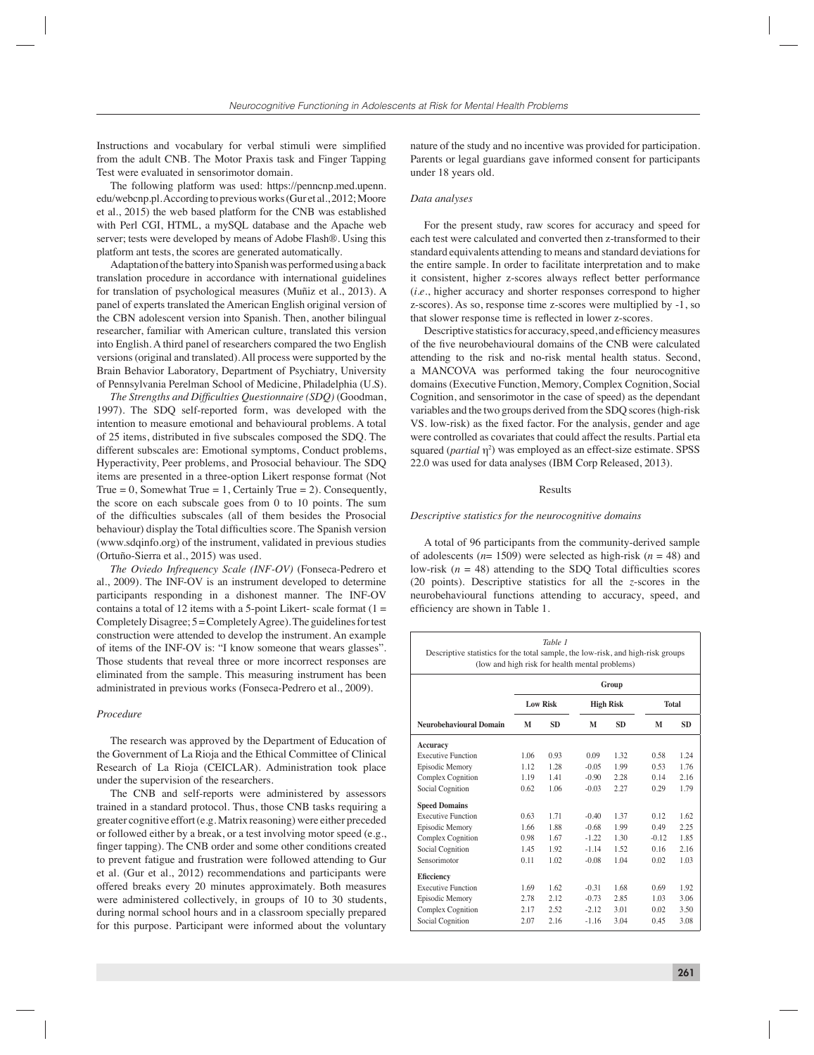Instructions and vocabulary for verbal stimuli were simplified from the adult CNB. The Motor Praxis task and Finger Tapping Test were evaluated in sensorimotor domain.

The following platform was used: https://penncnp.med.upenn.edu/webcnp.pl. According to previous works (Gur et al., 2012; Moore et al., 2015) the web based platform for the CNB was established with Perl CGI, HTML, a mySQL database and the Apache web server; tests were developed by means of Adobe Flash®. Using this platform ant tests, the scores are generated automatically.

Adaptation of the battery into Spanish was performed using a back translation procedure in accordance with international guidelines for translation of psychological measures (Muñiz et al., 2013). A panel of experts translated the American English original version of the CBN adolescent version into Spanish. Then, another bilingual researcher, familiar with American culture, translated this version into English. A third panel of researchers compared the two English versions (original and translated). All process were supported by the Brain Behavior Laboratory, Department of Psychiatry, University of Pennsylvania Perelman School of Medicine, Philadelphia (U.S).

*The Strengths and Difficulties Questionnaire (SDQ)* (Goodman, 1997). The SDQ self-reported form, was developed with the intention to measure emotional and behavioural problems. A total of 25 items, distributed in five subscales composed the SDQ. The different subscales are: Emotional symptoms, Conduct problems, Hyperactivity, Peer problems, and Prosocial behaviour. The SDQ items are presented in a three-option Likert response format (Not True = 0, Somewhat True = 1, Certainly True = 2). Consequently, the score on each subscale goes from 0 to 10 points. The sum of the difficulties subscales (all of them besides the Prosocial behaviour) display the Total difficulties score. The Spanish version (www.sdqinfo.org) of the instrument, validated in previous studies (Ortuño-Sierra et al., 2015) was used.

*The Oviedo Infrequency Scale (INF-OV)* (Fonseca-Pedrero et al., 2009). The INF-OV is an instrument developed to determine participants responding in a dishonest manner. The INF-OV contains a total of 12 items with a 5-point Likert- scale format (1 = Completely Disagree; 5 = Completely Agree). The guidelines for test construction were attended to develop the instrument. An example of items of the INF-OV is: "I know someone that wears glasses". Those students that reveal three or more incorrect responses are eliminated from the sample. This measuring instrument has been administrated in previous works (Fonseca-Pedrero et al., 2009).

### *Procedure*

The research was approved by the Department of Education of the Government of La Rioja and the Ethical Committee of Clinical Research of La Rioja (CEICLAR). Administration took place under the supervision of the researchers.

The CNB and self-reports were administered by assessors trained in a standard protocol. Thus, those CNB tasks requiring a greater cognitive effort (e.g. Matrix reasoning) were either preceded or followed either by a break, or a test involving motor speed (e.g., finger tapping). The CNB order and some other conditions created to prevent fatigue and frustration were followed attending to Gur et al. (Gur et al., 2012) recommendations and participants were offered breaks every 20 minutes approximately. Both measures were administered collectively, in groups of 10 to 30 students, during normal school hours and in a classroom specially prepared for this purpose. Participant were informed about the voluntary nature of the study and no incentive was provided for participation. Parents or legal guardians gave informed consent for participants under 18 years old.

### *Data analyses*

For the present study, raw scores for accuracy and speed for each test were calculated and converted then z-transformed to their standard equivalents attending to means and standard deviations for the entire sample. In order to facilitate interpretation and to make it consistent, higher z-scores always reflect better performance (*i.e*., higher accuracy and shorter responses correspond to higher z-scores). As so, response time z-scores were multiplied by -1, so that slower response time is reflected in lower z-scores.

Descriptive statistics for accuracy, speed, and efficiency measures of the five neurobehavioural domains of the CNB were calculated attending to the risk and no-risk mental health status. Second, a MANCOVA was performed taking the four neurocognitive domains (Executive Function, Memory, Complex Cognition, Social Cognition, and sensorimotor in the case of speed) as the dependant variables and the two groups derived from the SDQ scores (high-risk VS. low-risk) as the fixed factor. For the analysis, gender and age were controlled as covariates that could affect the results. Partial eta squared (*partial* $\eta^2$) was employed as an effect-size estimate. SPSS 22.0 was used for data analyses (IBM Corp Released, 2013).

## Results

### *Descriptive statistics for the neurocognitive domains*

A total of 96 participants from the community-derived sample of adolescents ($n$= 1509) were selected as high-risk ($n$ = 48) and low-risk ($n$ = 48) attending to the SDQ Total difficulties scores (20 points). Descriptive statistics for all the *z*-scores in the neurobehavioural functions attending to accuracy, speed, and efficiency are shown in Table 1.

*Table 1*
Descriptive statistics for the total sample, the low-risk, and high-risk groups (low and high risk for health mental problems)

| | Group | | | | | |
|---|---|---|---|---|---|---|
| | Low Risk | | High Risk | | Total | |
| **Neurobehavioural Domain** | **M** | **SD** | **M** | **SD** | **M** | **SD** |
| **Accuracy** | | | | | | |
| Executive Function | 1.06 | 0.93 | 0.09 | 1.32 | 0.58 | 1.24 |
| Episodic Memory | 1.12 | 1.28 | -0.05 | 1.99 | 0.53 | 1.76 |
| Complex Cognition | 1.19 | 1.41 | -0.90 | 2.28 | 0.14 | 2.16 |
| Social Cognition | 0.62 | 1.06 | -0.03 | 2.27 | 0.29 | 1.79 |
| **Speed Domains** | | | | | | |
| Executive Function | 0.63 | 1.71 | -0.40 | 1.37 | 0.12 | 1.62 |
| Episodic Memory | 1.66 | 1.88 | -0.68 | 1.99 | 0.49 | 2.25 |
| Complex Cognition | 0.98 | 1.67 | -1.22 | 1.30 | -0.12 | 1.85 |
| Social Cognition | 1.45 | 1.92 | -1.14 | 1.52 | 0.16 | 2.16 |
| Sensorimotor | 0.11 | 1.02 | -0.08 | 1.04 | 0.02 | 1.03 |
| **Eficciency** | | | | | | |
| Executive Function | 1.69 | 1.62 | -0.31 | 1.68 | 0.69 | 1.92 |
| Episodic Memory | 2.78 | 2.12 | -0.73 | 2.85 | 1.03 | 3.06 |
| Complex Cognition | 2.17 | 2.52 | -2.12 | 3.01 | 0.02 | 3.50 |
| Social Cognition | 2.07 | 2.16 | -1.16 | 3.04 | 0.45 | 3.08 |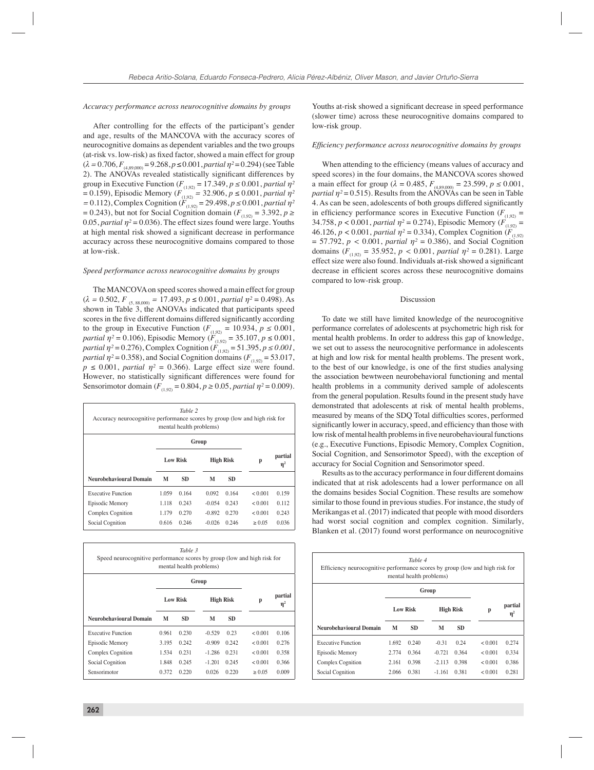*Accuracy performance across neurocognitive domains by groups*

After controlling for the effects of the participant's gender and age, results of the MANCOVA with the accuracy scores of neurocognitive domains as dependent variables and the two groups (at-risk vs. low-risk) as fixed factor, showed a main effect for group ($\lambda = 0.706$, $F_{(4,89.000)} = 9.268$, $p \leq 0.001$, *partial* $\eta^2 = 0.294$) (see Table 2). The ANOVAs revealed statistically significant differences by group in Executive Function ($F_{(1,92)} = 17.349$, $p \leq 0.001$, *partial* $\eta^2 = 0.159$), Episodic Memory ($F_{(1,92)} = 32.906$, $p \leq 0.001$, *partial* $\eta^2 = 0.112$), Complex Cognition ($F_{(1,92)} = 29.498$, $p \leq 0.001$, *partial* $\eta^2 = 0.243$), but not for Social Cognition domain ($F_{(1,92)} = 3.392$, $p \geq 0.05$, *partial* $\eta^2 = 0.036$). The effect sizes found were large. Youths at high mental risk showed a significant decrease in performance accuracy across these neurocognitive domains compared to those at low-risk.

*Speed performance across neurocognitive domains by groups*

The MANCOVA on speed scores showed a main effect for group ($\lambda = 0.502$, $F_{(5,\,88.000)} = 17.493$, $p \leq 0.001$, *partial* $\eta^2 = 0.498$). As shown in Table 3, the ANOVAs indicated that participants speed scores in the five different domains differed significantly according to the group in Executive Function ($F_{(1,92)} = 10.934$, $p \leq 0.001$, *partial* $\eta^2 = 0.106$), Episodic Memory ($F_{(1,92)} = 35.107$, $p \leq 0.001$, *partial* $\eta^2 = 0.276$), Complex Cognition ($F_{(1,92)} = 51.395$, $p \leq 0.001$, *partial* $\eta^2 = 0.358$), and Social Cognition domains ($F_{(1,92)} = 53.017$, $p \leq 0.001$, *partial* $\eta^2 = 0.366$). Large effect size were found. However, no statistically significant differences were found for Sensorimotor domain ($F_{(1,92)} = 0.804$, $p \geq 0.05$, *partial* $\eta^2 = 0.009$).

*Table 2*
Accuracy neurocognitive performance scores by group (low and high risk for mental health problems)

| | Group | | | | | |
|---|---|---|---|---|---|---|
| | Low Risk | | High Risk | | p | partial $\eta^2$ |
| Neurobehavioural Domain | M | SD | M | SD | | |
| Executive Function | 1.059 | 0.164 | 0.092 | 0.164 | < 0.001 | 0.159 |
| Episodic Memory | 1.118 | 0.243 | -0.054 | 0.243 | < 0.001 | 0.112 |
| Complex Cognition | 1.179 | 0.270 | -0.892 | 0.270 | < 0.001 | 0.243 |
| Social Cognition | 0.616 | 0.246 | -0.026 | 0.246 | ≥ 0.05 | 0.036 |

*Table 3*
Speed neurocognitive performance scores by group (low and high risk for mental health problems)

| | Group | | | | | |
|---|---|---|---|---|---|---|
| | Low Risk | | High Risk | | p | partial $\eta^2$ |
| Neurobehavioural Domain | M | SD | M | SD | | |
| Executive Function | 0.961 | 0.230 | -0.529 | 0.23 | < 0.001 | 0.106 |
| Episodic Memory | 3.195 | 0.242 | -0.909 | 0.242 | < 0.001 | 0.276 |
| Complex Cognition | 1.534 | 0.231 | -1.286 | 0.231 | < 0.001 | 0.358 |
| Social Cognition | 1.848 | 0.245 | -1.201 | 0.245 | < 0.001 | 0.366 |
| Sensorimotor | 0.372 | 0.220 | 0.026 | 0.220 | ≥ 0.05 | 0.009 |

Youths at-risk showed a significant decrease in speed performance (slower time) across these neurocognitive domains compared to low-risk group.

*Efficiency performance across neurocognitive domains by groups*

When attending to the efficiency (means values of accuracy and speed scores) in the four domains, the MANCOVA scores showed a main effect for group ($\lambda = 0.485$, $F_{(4,89.000)} = 23.599$, $p \leq 0.001$, *partial* $\eta^2 = 0.515$). Results from the ANOVAs can be seen in Table 4. As can be seen, adolescents of both groups differed significantly in efficiency performance scores in Executive Function ($F_{(1,92)} = 34.758$, $p < 0.001$, *partial* $\eta^2 = 0.274$), Episodic Memory ($F_{(1,92)} = 46.126$, $p < 0.001$, *partial* $\eta^2 = 0.334$), Complex Cognition ($F_{(1,92)} = 57.792$, $p < 0.001$, *partial* $\eta^2 = 0.386$), and Social Cognition domains ($F_{(1,92)} = 35.952$, $p < 0.001$, *partial* $\eta^2 = 0.281$). Large effect size were also found. Individuals at-risk showed a significant decrease in efficient scores across these neurocognitive domains compared to low-risk group.

## Discussion

To date we still have limited knowledge of the neurocognitive performance correlates of adolescents at psychometric high risk for mental health problems. In order to address this gap of knowledge, we set out to assess the neurocognitive performance in adolescents at high and low risk for mental health problems. The present work, to the best of our knowledge, is one of the first studies analysing the association bewtween neurobehavioral functioning and mental health problems in a community derived sample of adolescents from the general population. Results found in the present study have demonstrated that adolescents at risk of mental health problems, measured by means of the SDQ Total difficulties scores, performed significantly lower in accuracy, speed, and efficiency than those with low risk of mental health problems in five neurobehavioural functions (e.g., Executive Functions, Episodic Memory, Complex Cognition, Social Cognition, and Sensorimotor Speed), with the exception of accuracy for Social Cognition and Sensorimotor speed.

Results as to the accuracy performance in four different domains indicated that at risk adolescents had a lower performance on all the domains besides Social Cognition. These results are somehow similar to those found in previous studies. For instance, the study of Merikangas et al. (2017) indicated that people with mood disorders had worst social cognition and complex cognition. Similarly, Blanken et al. (2017) found worst performance on neurocognitive

*Table 4*
Efficiency neurocognitive performance scores by group (low and high risk for mental health problems)

| | Group | | | | | |
|---|---|---|---|---|---|---|
| | Low Risk | | High Risk | | p | partial $\eta^2$ |
| Neurobehavioural Domain | M | SD | M | SD | | |
| Executive Function | 1.692 | 0.240 | -0.31 | 0.24 | < 0.001 | 0.274 |
| Episodic Memory | 2.774 | 0.364 | -0.721 | 0.364 | < 0.001 | 0.334 |
| Complex Cognition | 2.161 | 0.398 | -2.113 | 0.398 | < 0.001 | 0.386 |
| Social Cognition | 2.066 | 0.381 | -1.161 | 0.381 | < 0.001 | 0.281 |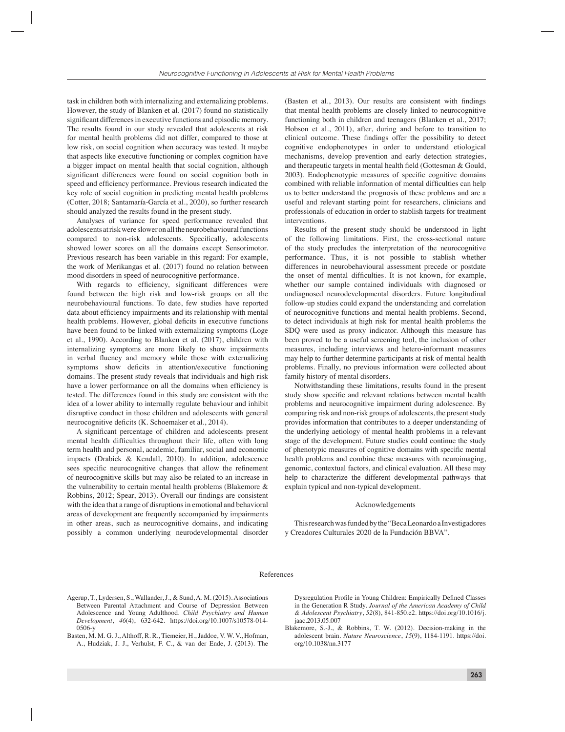task in children both with internalizing and externalizing problems. However, the study of Blanken et al. (2017) found no statistically significant differences in executive functions and episodic memory. The results found in our study revealed that adolescents at risk for mental health problems did not differ, compared to those at low risk, on social cognition when accuracy was tested. It maybe that aspects like executive functioning or complex cognition have a bigger impact on mental health that social cognition, although significant differences were found on social cognition both in speed and efficiency performance. Previous research indicated the key role of social cognition in predicting mental health problems (Cotter, 2018; Santamaría-García et al., 2020), so further research should analyzed the results found in the present study.

Analyses of variance for speed performance revealed that adolescents at risk were slower on all the neurobehavioural functions compared to non-risk adolescents. Specifically, adolescents showed lower scores on all the domains except Sensorimotor. Previous research has been variable in this regard: For example, the work of Merikangas et al. (2017) found no relation between mood disorders in speed of neurocognitive performance.

With regards to efficiency, significant differences were found between the high risk and low-risk groups on all the neurobehavioural functions. To date, few studies have reported data about efficiency impairments and its relationship with mental health problems. However, global deficits in executive functions have been found to be linked with externalizing symptoms (Loge et al., 1990). According to Blanken et al. (2017), children with internalizing symptoms are more likely to show impairments in verbal fluency and memory while those with externalizing symptoms show deficits in attention/executive functioning domains. The present study reveals that individuals and high-risk have a lower performance on all the domains when efficiency is tested. The differences found in this study are consistent with the idea of a lower ability to internally regulate behaviour and inhibit disruptive conduct in those children and adolescents with general neurocognitive deficits (K. Schoemaker et al., 2014).

A significant percentage of children and adolescents present mental health difficulties throughout their life, often with long term health and personal, academic, familiar, social and economic impacts (Drabick & Kendall, 2010). In addition, adolescence sees specific neurocognitive changes that allow the refinement of neurocognitive skills but may also be related to an increase in the vulnerability to certain mental health problems (Blakemore & Robbins, 2012; Spear, 2013). Overall our findings are consistent with the idea that a range of disruptions in emotional and behavioral areas of development are frequently accompanied by impairments in other areas, such as neurocognitive domains, and indicating possibly a common underlying neurodevelopmental disorder (Basten et al., 2013). Our results are consistent with findings that mental health problems are closely linked to neurocognitive functioning both in children and teenagers (Blanken et al., 2017; Hobson et al., 2011), after, during and before to transition to clinical outcome. These findings offer the possibility to detect cognitive endophenotypes in order to understand etiological mechanisms, develop prevention and early detection strategies, and therapeutic targets in mental health field (Gottesman & Gould, 2003). Endophenotypic measures of specific cognitive domains combined with reliable information of mental difficulties can help us to better understand the prognosis of these problems and are a useful and relevant starting point for researchers, clinicians and professionals of education in order to stablish targets for treatment interventions.

Results of the present study should be understood in light of the following limitations. First, the cross-sectional nature of the study precludes the interpretation of the neurocognitive performance. Thus, it is not possible to stablish whether differences in neurobehavioural assessment precede or postdate the onset of mental difficulties. It is not known, for example, whether our sample contained individuals with diagnosed or undiagnosed neurodevelopmental disorders. Future longitudinal follow-up studies could expand the understanding and correlation of neurocognitive functions and mental health problems. Second, to detect individuals at high risk for mental health problems the SDQ were used as proxy indicator. Although this measure has been proved to be a useful screening tool, the inclusion of other measures, including interviews and hetero-informant measures may help to further determine participants at risk of mental health problems. Finally, no previous information were collected about family history of mental disorders.

Notwithstanding these limitations, results found in the present study show specific and relevant relations between mental health problems and neurocognitive impairment during adolescence. By comparing risk and non-risk groups of adolescents, the present study provides information that contributes to a deeper understanding of the underlying aetiology of mental health problems in a relevant stage of the development. Future studies could continue the study of phenotypic measures of cognitive domains with specific mental health problems and combine these measures with neuroimaging, genomic, contextual factors, and clinical evaluation. All these may help to characterize the different developmental pathways that explain typical and non-typical development.

## Acknowledgements

This research was funded by the "Beca Leonardo a Investigadores y Creadores Culturales 2020 de la Fundación BBVA".

## References

Agerup, T., Lydersen, S., Wallander, J., & Sund, A. M. (2015). Associations Between Parental Attachment and Course of Depression Between Adolescence and Young Adulthood. *Child Psychiatry and Human Development*, *46*(4), 632-642. https://doi.org/10.1007/s10578-014-0506-y

Basten, M. M. G. J., Althoff, R. R., Tiemeier, H., Jaddoe, V. W. V., Hofman, A., Hudziak, J. J., Verhulst, F. C., & van der Ende, J. (2013). The Dysregulation Profile in Young Children: Empirically Defined Classes in the Generation R Study. *Journal of the American Academy of Child & Adolescent Psychiatry*, *52*(8), 841-850.e2. https://doi.org/10.1016/j.jaac.2013.05.007

Blakemore, S.-J., & Robbins, T. W. (2012). Decision-making in the adolescent brain. *Nature Neuroscience*, *15*(9), 1184-1191. https://doi.org/10.1038/nn.3177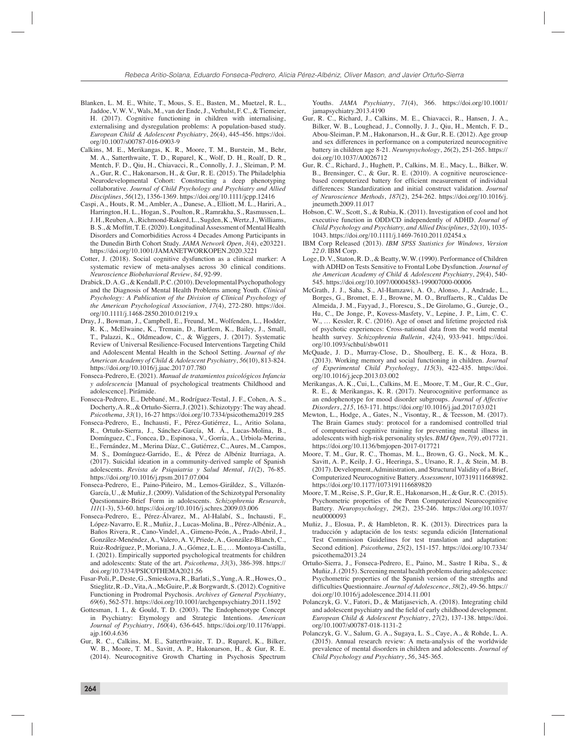Blanken, L. M. E., White, T., Mous, S. E., Basten, M., Muetzel, R. L., Jaddoe, V. W. V., Wals, M., van der Ende, J., Verhulst, F. C., & Tiemeier, H. (2017). Cognitive functioning in children with internalising, externalising and dysregulation problems: A population-based study. *European Child & Adolescent Psychiatry*, *26*(4), 445-456. https://doi.org/10.1007/s00787-016-0903-9

Calkins, M. E., Merikangas, K. R., Moore, T. M., Burstein, M., Behr, M. A., Satterthwaite, T. D., Ruparel, K., Wolf, D. H., Roalf, D. R., Mentch, F. D., Qiu, H., Chiavacci, R., Connolly, J. J., Sleiman, P. M. A., Gur, R. C., Hakonarson, H., & Gur, R. E. (2015). The Philadelphia Neurodevelopmental Cohort: Constructing a deep phenotyping collaborative. *Journal of Child Psychology and Psychiatry and Allied Disciplines*, *56*(12), 1356-1369. https://doi.org/10.1111/jcpp.12416

Caspi, A., Houts, R. M., Ambler, A., Danese, A., Elliott, M. L., Hariri, A., Harrington, H. L., Hogan, S., Poulton, R., Ramrakha, S., Rasmussen, L. J. H., Reuben, A., Richmond-Rakerd, L., Sugden, K., Wertz, J., Williams, B. S., & Moffitt, T. E. (2020). Longitudinal Assessment of Mental Health Disorders and Comorbidities Across 4 Decades Among Participants in the Dunedin Birth Cohort Study. *JAMA Network Open*, *3*(4), e203221. https://doi.org/10.1001/JAMANETWORKOPEN.2020.3221

Cotter, J. (2018). Social cognitive dysfunction as a clinical marker: A systematic review of meta-analyses across 30 clinical conditions. *Neuroscience Biobehavioral Review*, *84*, 92-99.

Drabick, D. A. G., & Kendall, P. C. (2010). Developmental Psychopathology and the Diagnosis of Mental Health Problems among Youth. *Clinical Psychology: A Publication of the Division of Clinical Psychology of the American Psychological Association*, *17*(4), 272-280. https://doi.org/10.1111/j.1468-2850.2010.01219.x

Dray, J., Bowman, J., Campbell, E., Freund, M., Wolfenden, L., Hodder, R. K., McElwaine, K., Tremain, D., Bartlem, K., Bailey, J., Small, T., Palazzi, K., Oldmeadow, C., & Wiggers, J. (2017). Systematic Review of Universal Resilience-Focused Interventions Targeting Child and Adolescent Mental Health in the School Setting. *Journal of the American Academy of Child & Adolescent Psychiatry*, *56*(10), 813-824. https://doi.org/10.1016/j.jaac.2017.07.780

Fonseca-Pedrero, E. (2021). *Manual de tratamientos psicológicos Infancia y adolescencia* [Manual of psychological treatments Childhood and adolescence]. Pirámide.

Fonseca-Pedrero, E., Debbané, M., Rodríguez-Testal, J. F., Cohen, A. S., Docherty, A. R., & Ortuño-Sierra, J. (2021). Schizotypy: The way ahead. *Psicothema*, *33*(1), 16-27 https://doi.org/10.7334/psicothema2019.285

Fonseca-Pedrero, E., Inchausti, F., Pérez-Gutiérrez, L., Aritio Solana, R., Ortuño-Sierra, J., Sánchez-García, M. Á., Lucas-Molina, B., Domínguez, C., Foncea, D., Espinosa, V., Gorría, A., Urbiola-Merina, E., Fernández, M., Merina Díaz, C., Gutiérrez, C., Aures, M., Campos, M. S., Domínguez-Garrido, E., & Pérez de Albéniz Iturriaga, A. (2017). Suicidal ideation in a community-derived sample of Spanish adolescents. *Revista de Psiquiatría y Salud Mental*, *11*(2), 76-85. https://doi.org/10.1016/j.rpsm.2017.07.004

Fonseca-Pedrero, E., Paino-Piñeiro, M., Lemos-Giráldez, S., Villazón-García, U., & Muñiz, J. (2009). Validation of the Schizotypal Personality Questionnaire-Brief Form in adolescents. *Schizophrenia Research*, *111*(1-3), 53-60. https://doi.org/10.1016/j.schres.2009.03.006

Fonseca-Pedrero, E., Pérez-Álvarez, M., Al-Halabí, S., Inchausti, F., López-Navarro, E. R., Muñiz, J., Lucas-Molina, B., Pérez-Albéniz, A., Baños Rivera, R., Cano-Vindel, A., Gimeno-Peón, A., Prado-Abril, J., González-Menéndez, A., Valero, A. V, Priede, A., González-Blanch, C., Ruiz-Rodríguez, P., Moriana, J. A., Gómez, L. E., … Montoya-Castilla, I. (2021). Empirically supported psychological treatments for children and adolescents: State of the art. *Psicothema*, *33*(3), 386-398. https://doi.org/10.7334/PSICOTHEMA2021.56

Fusar-Poli, P., Deste, G., Smieskova, R., Barlati, S., Yung, A. R., Howes, O., Stieglitz, R.-D., Vita, A., McGuire, P., & Borgwardt, S. (2012). Cognitive Functioning in Prodromal Psychosis. *Archives of General Psychiatry*, *69*(6), 562-571. https://doi.org/10.1001/archgenpsychiatry.2011.1592

Gottesman, I. I., & Gould, T. D. (2003). The Endophenotype Concept in Psychiatry: Etymology and Strategic Intentions. *American Journal of Psychiatry*, *160*(4), 636-645. https://doi.org/10.1176/appi.ajp.160.4.636

Gur, R. C., Calkins, M. E., Satterthwaite, T. D., Ruparel, K., Bilker, W. B., Moore, T. M., Savitt, A. P., Hakonarson, H., & Gur, R. E. (2014). Neurocognitive Growth Charting in Psychosis Spectrum Youths. *JAMA Psychiatry*, *71*(4), 366. https://doi.org/10.1001/jamapsychiatry.2013.4190

Gur, R. C., Richard, J., Calkins, M. E., Chiavacci, R., Hansen, J. A., Bilker, W. B., Loughead, J., Connolly, J. J., Qiu, H., Mentch, F. D., Abou-Sleiman, P. M., Hakonarson, H., & Gur, R. E. (2012). Age group and sex differences in performance on a computerized neurocognitive battery in children age 8-21. *Neuropsychology*, *26*(2), 251-265. https://doi.org/10.1037/A0026712

Gur, R. C., Richard, J., Hughett, P., Calkins, M. E., Macy, L., Bilker, W. B., Brensinger, C., & Gur, R. E. (2010). A cognitive neuroscience-based computerized battery for efficient measurement of individual differences: Standardization and initial construct validation. *Journal of Neuroscience Methods*, *187*(2), 254-262. https://doi.org/10.1016/j.jneumeth.2009.11.017

Hobson, C. W., Scott, S., & Rubia, K. (2011). Investigation of cool and hot executive function in ODD/CD independently of ADHD. *Journal of Child Psychology and Psychiatry, and Allied Disciplines*, *52*(10), 1035-1043. https://doi.org/10.1111/j.1469-7610.2011.02454.x

IBM Corp Released (2013). *IBM SPSS Statistics for Windows, Version 22.0*. IBM Corp.

Loge, D. V., Staton, R. D., & Beatty, W. W. (1990). Performance of Children with ADHD on Tests Sensitive to Frontal Lobe Dysfunction. *Journal of the American Academy of Child & Adolescent Psychiatry*, *29*(4), 540-545. https://doi.org/10.1097/00004583-199007000-00006

McGrath, J. J., Saha, S., Al-Hamzawi, A. O., Alonso, J., Andrade, L., Borges, G., Bromet, E. J., Browne, M. O., Bruffaerts, R., Caldas De Almeida, J. M., Fayyad, J., Florescu, S., De Girolamo, G., Gureje, O., Hu, C., De Jonge, P., Kovess-Masfety, V., Lepine, J. P., Lim, C. C. W., … Kessler, R. C. (2016). Age of onset and lifetime projected risk of psychotic experiences: Cross-national data from the world mental health survey. *Schizophrenia Bulletin*, *42*(4), 933-941. https://doi.org/10.1093/schbul/sbw011

McQuade, J. D., Murray-Close, D., Shoulberg, E. K., & Hoza, B. (2013). Working memory and social functioning in children. *Journal of Experimental Child Psychology*, *115*(3), 422-435. https://doi.org/10.1016/j.jecp.2013.03.002

Merikangas, A. K., Cui, L., Calkins, M. E., Moore, T. M., Gur, R. C., Gur, R. E., & Merikangas, K. R. (2017). Neurocognitive performance as an endophenotype for mood disorder subgroups. *Journal of Affective Disorders*, *215*, 163-171. https://doi.org/10.1016/j.jad.2017.03.021

Mewton, L., Hodge, A., Gates, N., Visontay, R., & Teesson, M. (2017). The Brain Games study: protocol for a randomised controlled trial of computerised cognitive training for preventing mental illness in adolescents with high-risk personality styles. *BMJ Open*, *7*(9), e017721. https://doi.org/10.1136/bmjopen-2017-017721

Moore, T. M., Gur, R. C., Thomas, M. L., Brown, G. G., Nock, M. K., Savitt, A. P., Keilp, J. G., Heeringa, S., Ursano, R. J., & Stein, M. B. (2017). Development, Administration, and Structural Validity of a Brief, Computerized Neurocognitive Battery. *Assessment*, 107319111668982. https://doi.org/10.1177/1073191116689820

Moore, T. M., Reise, S. P., Gur, R. E., Hakonarson, H., & Gur, R. C. (2015). Psychometric properties of the Penn Computerized Neurocognitive Battery. *Neuropsychology*, *29*(2), 235-246. https://doi.org/10.1037/neu0000093

Muñiz, J., Elosua, P., & Hambleton, R. K. (2013). Directrices para la traducción y adaptación de los tests: segunda edición [International Test Commission Guidelines for test translation and adaptation: Second edition]. *Psicothema*, *25*(2), 151-157. https://doi.org/10.7334/psicothema2013.24

Ortuño-Sierra, J., Fonseca-Pedrero, E., Paino, M., Sastre I Riba, S., & Muñiz, J. (2015). Screening mental health problems during adolescence: Psychometric properties of the Spanish version of the strengths and difficulties Questionnaire. *Journal of Adolescence*, *38*(2), 49-56. https://doi.org/10.1016/j.adolescence.2014.11.001

Polanczyk, G. V., Fatori, D., & Matijasevich, A. (2018). Integrating child and adolescent psychiatry and the field of early childhood development. *European Child & Adolescent Psychiatry*, *27*(2), 137-138. https://doi.org/10.1007/s00787-018-1131-2

Polanczyk, G. V., Salum, G. A., Sugaya, L. S., Caye, A., & Rohde, L. A. (2015). Annual research review: A meta-analysis of the worldwide prevalence of mental disorders in children and adolescents. *Journal of Child Psychology and Psychiatry*, *56*, 345-365.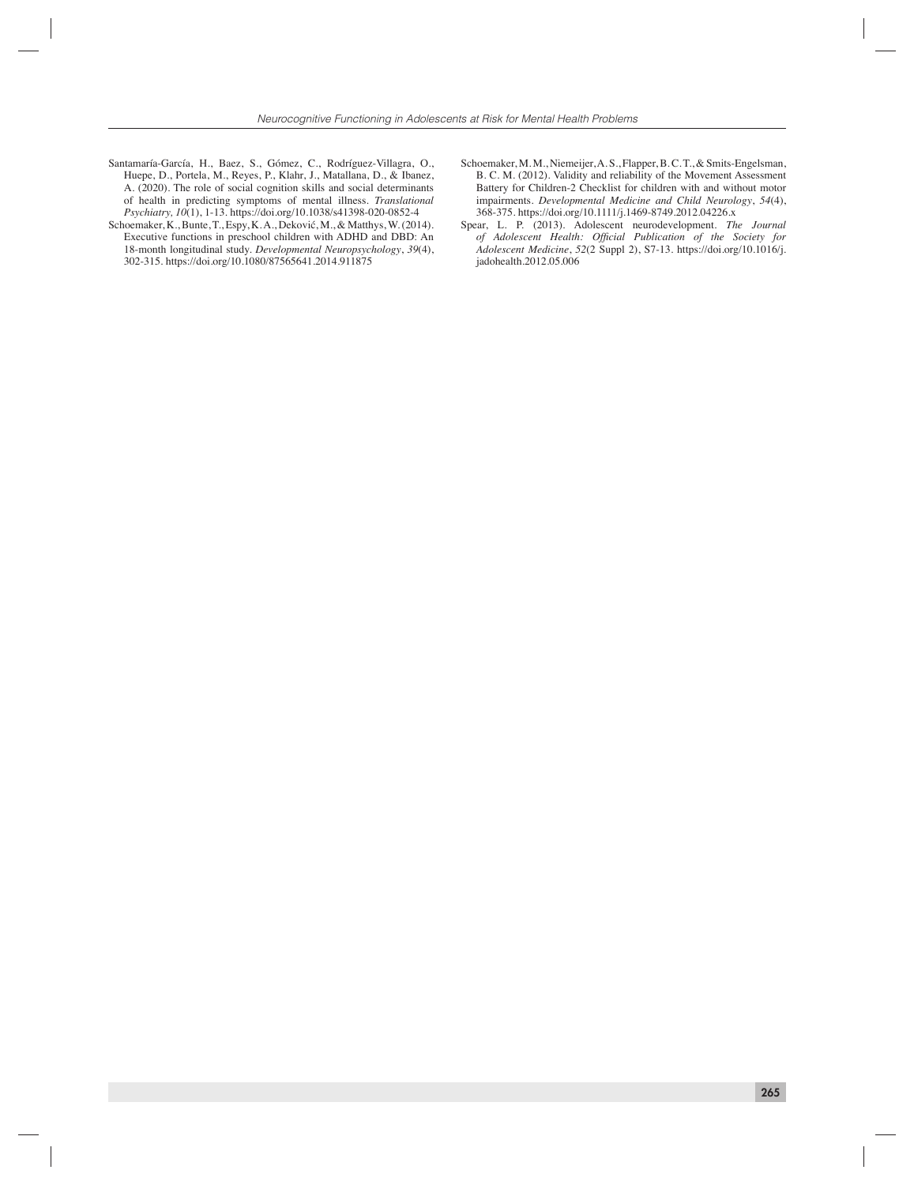Santamaría-García, H., Baez, S., Gómez, C., Rodríguez-Villagra, O., Huepe, D., Portela, M., Reyes, P., Klahr, J., Matallana, D., & Ibanez, A. (2020). The role of social cognition skills and social determinants of health in predicting symptoms of mental illness. *Translational Psychiatry, 10*(1), 1-13. https://doi.org/10.1038/s41398-020-0852-4

Schoemaker, K., Bunte, T., Espy, K. A., Deković, M., & Matthys, W. (2014). Executive functions in preschool children with ADHD and DBD: An 18-month longitudinal study. *Developmental Neuropsychology*, *39*(4), 302-315. https://doi.org/10.1080/87565641.2014.911875

Schoemaker, M. M., Niemeijer, A. S., Flapper, B. C. T., & Smits-Engelsman, B. C. M. (2012). Validity and reliability of the Movement Assessment Battery for Children-2 Checklist for children with and without motor impairments. *Developmental Medicine and Child Neurology*, *54*(4), 368-375. https://doi.org/10.1111/j.1469-8749.2012.04226.x

Spear, L. P. (2013). Adolescent neurodevelopment. *The Journal of Adolescent Health: Official Publication of the Society for Adolescent Medicine*, *52*(2 Suppl 2), S7-13. https://doi.org/10.1016/j.jadohealth.2012.05.006